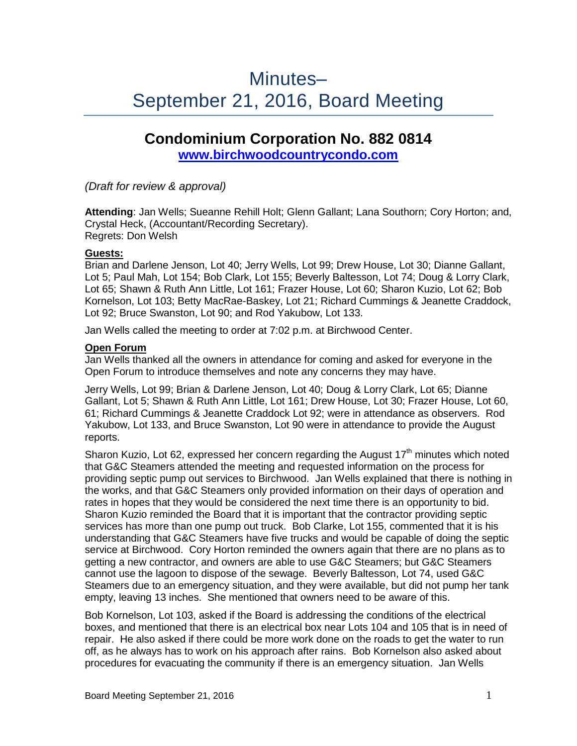# Minutes– September 21, 2016, Board Meeting

## Condominium Corporation No. 882 0814

**[www.birchwoodcountrycondo.com](http://www.birchwoodcountrycondo.com)**

*(Draft for review & approval)*

**Attending**: Jan Wells; Sueanne Rehill Holt; Glenn Gallant; Lana Southorn; Cory Horton; and, Crystal Heck, (Accountant/Recording Secretary).
Regrets: Don Welsh

**Guests:**

Brian and Darlene Jenson, Lot 40; Jerry Wells, Lot 99; Drew House, Lot 30; Dianne Gallant, Lot 5; Paul Mah, Lot 154; Bob Clark, Lot 155; Beverly Baltesson, Lot 74; Doug & Lorry Clark, Lot 65; Shawn & Ruth Ann Little, Lot 161; Frazer House, Lot 60; Sharon Kuzio, Lot 62; Bob Kornelson, Lot 103; Betty MacRae-Baskey, Lot 21; Richard Cummings & Jeanette Craddock, Lot 92; Bruce Swanston, Lot 90; and Rod Yakubow, Lot 133.

Jan Wells called the meeting to order at 7:02 p.m. at Birchwood Center.

**Open Forum**

Jan Wells thanked all the owners in attendance for coming and asked for everyone in the Open Forum to introduce themselves and note any concerns they may have.

Jerry Wells, Lot 99; Brian & Darlene Jenson, Lot 40; Doug & Lorry Clark, Lot 65; Dianne Gallant, Lot 5; Shawn & Ruth Ann Little, Lot 161; Drew House, Lot 30; Frazer House, Lot 60, 61; Richard Cummings & Jeanette Craddock Lot 92; were in attendance as observers. Rod Yakubow, Lot 133, and Bruce Swanston, Lot 90 were in attendance to provide the August reports.

Sharon Kuzio, Lot 62, expressed her concern regarding the August 17th minutes which noted that G&C Steamers attended the meeting and requested information on the process for providing septic pump out services to Birchwood. Jan Wells explained that there is nothing in the works, and that G&C Steamers only provided information on their days of operation and rates in hopes that they would be considered the next time there is an opportunity to bid. Sharon Kuzio reminded the Board that it is important that the contractor providing septic services has more than one pump out truck. Bob Clarke, Lot 155, commented that it is his understanding that G&C Steamers have five trucks and would be capable of doing the septic service at Birchwood. Cory Horton reminded the owners again that there are no plans as to getting a new contractor, and owners are able to use G&C Steamers; but G&C Steamers cannot use the lagoon to dispose of the sewage. Beverly Baltesson, Lot 74, used G&C Steamers due to an emergency situation, and they were available, but did not pump her tank empty, leaving 13 inches. She mentioned that owners need to be aware of this.

Bob Kornelson, Lot 103, asked if the Board is addressing the conditions of the electrical boxes, and mentioned that there is an electrical box near Lots 104 and 105 that is in need of repair. He also asked if there could be more work done on the roads to get the water to run off, as he always has to work on his approach after rains. Bob Kornelson also asked about procedures for evacuating the community if there is an emergency situation. Jan Wells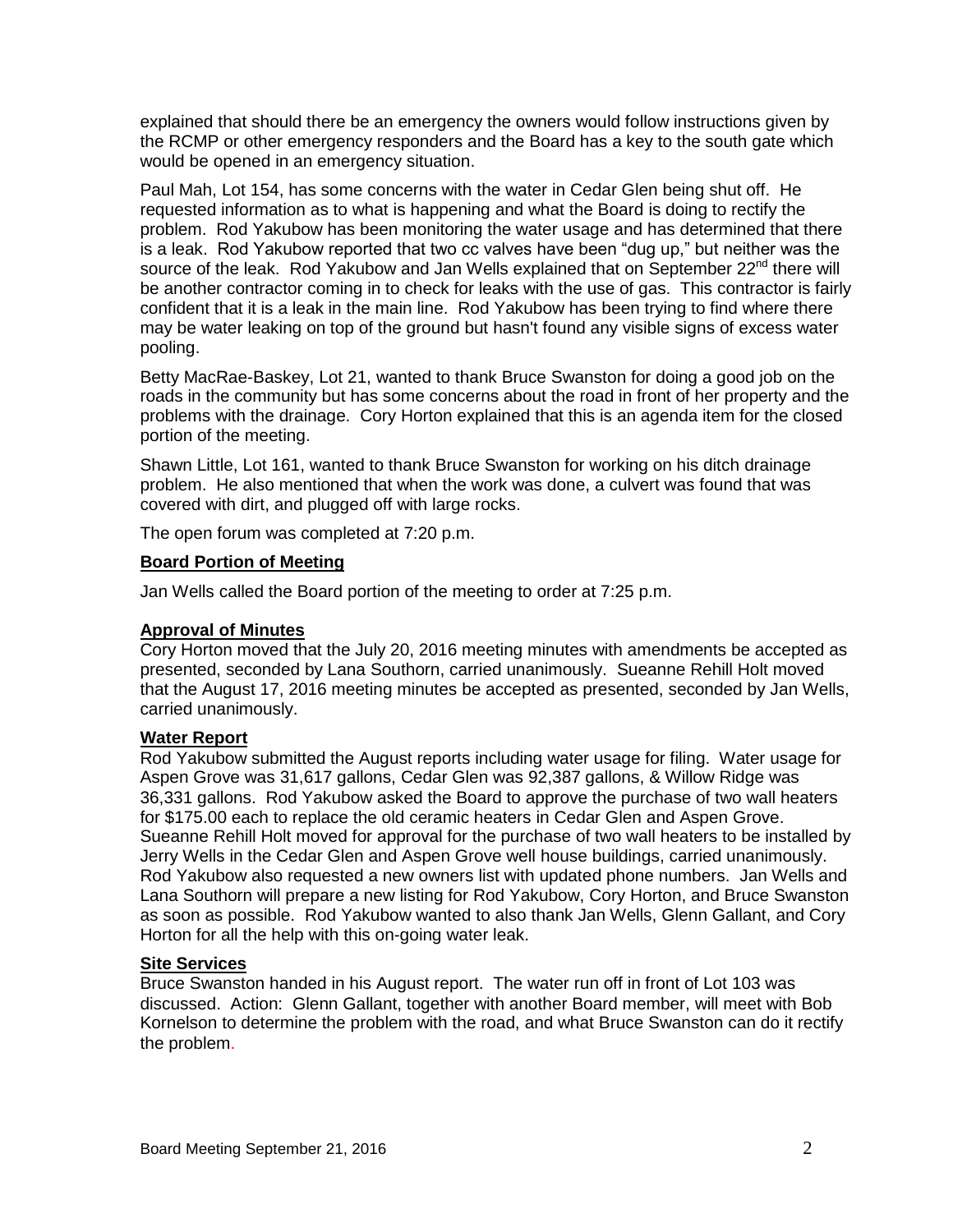explained that should there be an emergency the owners would follow instructions given by the RCMP or other emergency responders and the Board has a key to the south gate which would be opened in an emergency situation.

Paul Mah, Lot 154, has some concerns with the water in Cedar Glen being shut off. He requested information as to what is happening and what the Board is doing to rectify the problem. Rod Yakubow has been monitoring the water usage and has determined that there is a leak. Rod Yakubow reported that two cc valves have been "dug up," but neither was the source of the leak. Rod Yakubow and Jan Wells explained that on September 22nd there will be another contractor coming in to check for leaks with the use of gas. This contractor is fairly confident that it is a leak in the main line. Rod Yakubow has been trying to find where there may be water leaking on top of the ground but hasn't found any visible signs of excess water pooling.

Betty MacRae-Baskey, Lot 21, wanted to thank Bruce Swanston for doing a good job on the roads in the community but has some concerns about the road in front of her property and the problems with the drainage. Cory Horton explained that this is an agenda item for the closed portion of the meeting.

Shawn Little, Lot 161, wanted to thank Bruce Swanston for working on his ditch drainage problem. He also mentioned that when the work was done, a culvert was found that was covered with dirt, and plugged off with large rocks.

The open forum was completed at 7:20 p.m.

**Board Portion of Meeting**

Jan Wells called the Board portion of the meeting to order at 7:25 p.m.

**Approval of Minutes**

Cory Horton moved that the July 20, 2016 meeting minutes with amendments be accepted as presented, seconded by Lana Southorn, carried unanimously. Sueanne Rehill Holt moved that the August 17, 2016 meeting minutes be accepted as presented, seconded by Jan Wells, carried unanimously.

**Water Report**

Rod Yakubow submitted the August reports including water usage for filing. Water usage for Aspen Grove was 31,617 gallons, Cedar Glen was 92,387 gallons, & Willow Ridge was 36,331 gallons. Rod Yakubow asked the Board to approve the purchase of two wall heaters for $175.00 each to replace the old ceramic heaters in Cedar Glen and Aspen Grove. Sueanne Rehill Holt moved for approval for the purchase of two wall heaters to be installed by Jerry Wells in the Cedar Glen and Aspen Grove well house buildings, carried unanimously. Rod Yakubow also requested a new owners list with updated phone numbers. Jan Wells and Lana Southorn will prepare a new listing for Rod Yakubow, Cory Horton, and Bruce Swanston as soon as possible. Rod Yakubow wanted to also thank Jan Wells, Glenn Gallant, and Cory Horton for all the help with this on-going water leak.

**Site Services**

Bruce Swanston handed in his August report. The water run off in front of Lot 103 was discussed. Action: Glenn Gallant, together with another Board member, will meet with Bob Kornelson to determine the problem with the road, and what Bruce Swanston can do it rectify the problem.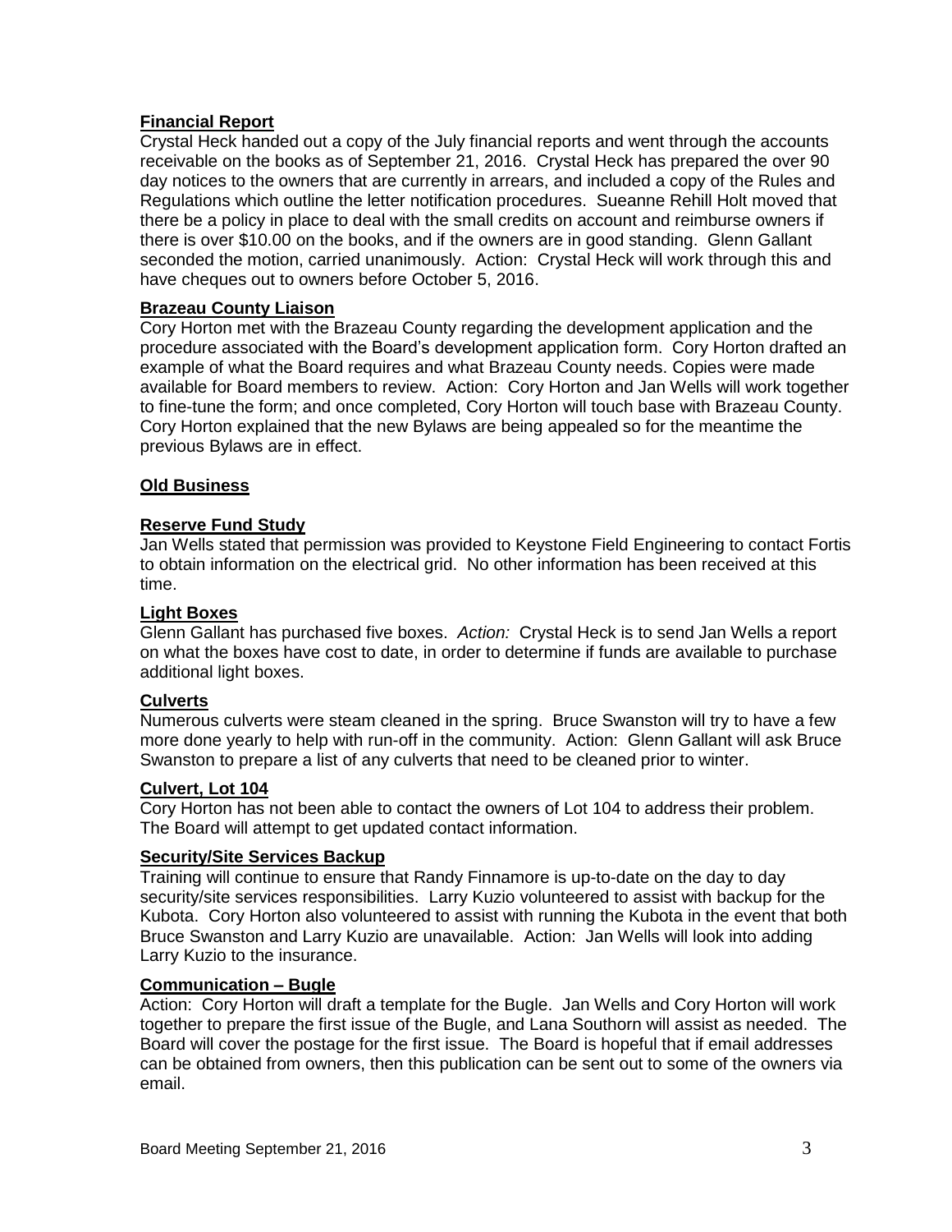**Financial Report**

Crystal Heck handed out a copy of the July financial reports and went through the accounts receivable on the books as of September 21, 2016. Crystal Heck has prepared the over 90 day notices to the owners that are currently in arrears, and included a copy of the Rules and Regulations which outline the letter notification procedures. Sueanne Rehill Holt moved that there be a policy in place to deal with the small credits on account and reimburse owners if there is over $10.00 on the books, and if the owners are in good standing. Glenn Gallant seconded the motion, carried unanimously. Action: Crystal Heck will work through this and have cheques out to owners before October 5, 2016.

**Brazeau County Liaison**

Cory Horton met with the Brazeau County regarding the development application and the procedure associated with the Board's development application form. Cory Horton drafted an example of what the Board requires and what Brazeau County needs. Copies were made available for Board members to review. Action: Cory Horton and Jan Wells will work together to fine-tune the form; and once completed, Cory Horton will touch base with Brazeau County. Cory Horton explained that the new Bylaws are being appealed so for the meantime the previous Bylaws are in effect.

**Old Business**

**Reserve Fund Study**

Jan Wells stated that permission was provided to Keystone Field Engineering to contact Fortis to obtain information on the electrical grid. No other information has been received at this time.

**Light Boxes**

Glenn Gallant has purchased five boxes. *Action:* Crystal Heck is to send Jan Wells a report on what the boxes have cost to date, in order to determine if funds are available to purchase additional light boxes.

**Culverts**

Numerous culverts were steam cleaned in the spring. Bruce Swanston will try to have a few more done yearly to help with run-off in the community. Action: Glenn Gallant will ask Bruce Swanston to prepare a list of any culverts that need to be cleaned prior to winter.

**Culvert, Lot 104**

Cory Horton has not been able to contact the owners of Lot 104 to address their problem. The Board will attempt to get updated contact information.

**Security/Site Services Backup**

Training will continue to ensure that Randy Finnamore is up-to-date on the day to day security/site services responsibilities. Larry Kuzio volunteered to assist with backup for the Kubota. Cory Horton also volunteered to assist with running the Kubota in the event that both Bruce Swanston and Larry Kuzio are unavailable. Action: Jan Wells will look into adding Larry Kuzio to the insurance.

**Communication – Bugle**

Action: Cory Horton will draft a template for the Bugle. Jan Wells and Cory Horton will work together to prepare the first issue of the Bugle, and Lana Southorn will assist as needed. The Board will cover the postage for the first issue. The Board is hopeful that if email addresses can be obtained from owners, then this publication can be sent out to some of the owners via email.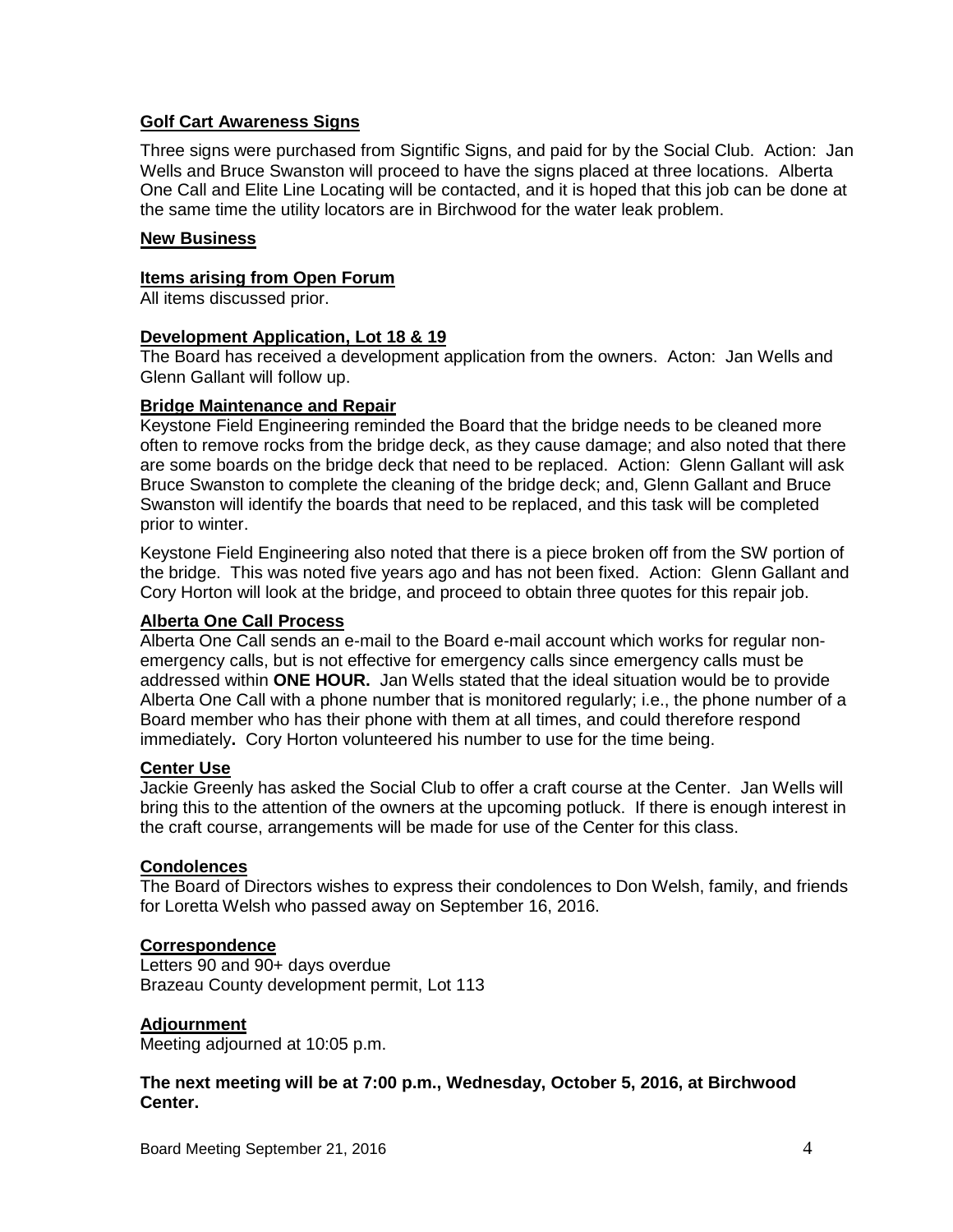**Golf Cart Awareness Signs**

Three signs were purchased from Signtific Signs, and paid for by the Social Club. Action: Jan Wells and Bruce Swanston will proceed to have the signs placed at three locations. Alberta One Call and Elite Line Locating will be contacted, and it is hoped that this job can be done at the same time the utility locators are in Birchwood for the water leak problem.

**New Business**

**Items arising from Open Forum**

All items discussed prior.

**Development Application, Lot 18 & 19**

The Board has received a development application from the owners. Acton: Jan Wells and Glenn Gallant will follow up.

**Bridge Maintenance and Repair**

Keystone Field Engineering reminded the Board that the bridge needs to be cleaned more often to remove rocks from the bridge deck, as they cause damage; and also noted that there are some boards on the bridge deck that need to be replaced. Action: Glenn Gallant will ask Bruce Swanston to complete the cleaning of the bridge deck; and, Glenn Gallant and Bruce Swanston will identify the boards that need to be replaced, and this task will be completed prior to winter.

Keystone Field Engineering also noted that there is a piece broken off from the SW portion of the bridge. This was noted five years ago and has not been fixed. Action: Glenn Gallant and Cory Horton will look at the bridge, and proceed to obtain three quotes for this repair job.

**Alberta One Call Process**

Alberta One Call sends an e-mail to the Board e-mail account which works for regular non-emergency calls, but is not effective for emergency calls since emergency calls must be addressed within **ONE HOUR.** Jan Wells stated that the ideal situation would be to provide Alberta One Call with a phone number that is monitored regularly; i.e., the phone number of a Board member who has their phone with them at all times, and could therefore respond immediately**.** Cory Horton volunteered his number to use for the time being.

**Center Use**

Jackie Greenly has asked the Social Club to offer a craft course at the Center. Jan Wells will bring this to the attention of the owners at the upcoming potluck. If there is enough interest in the craft course, arrangements will be made for use of the Center for this class.

**Condolences**

The Board of Directors wishes to express their condolences to Don Welsh, family, and friends for Loretta Welsh who passed away on September 16, 2016.

**Correspondence**

Letters 90 and 90+ days overdue
Brazeau County development permit, Lot 113

**Adjournment**

Meeting adjourned at 10:05 p.m.

**The next meeting will be at 7:00 p.m., Wednesday, October 5, 2016, at Birchwood Center.**